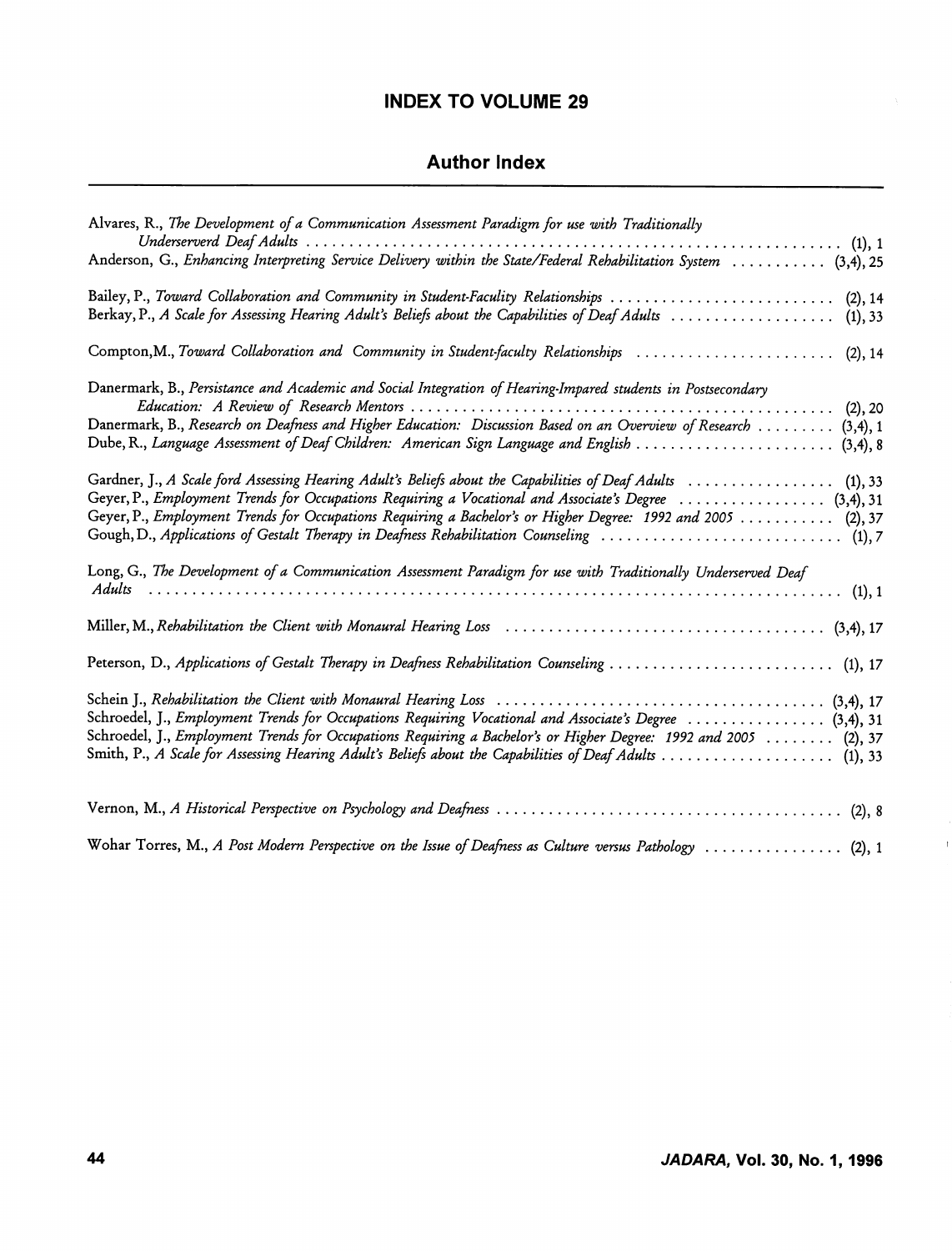## INDEX TO VOLUME 29

### Author Index

Alvares, R., *The Development of a Communication Assessment Paradigm for use with Traditionally Underserverd Deaf Adults* .................... (1), 1
Anderson, G., *Enhancing Interpreting Service Delivery within the State/Federal Rehabilitation System* .......... (3,4), 25

Bailey, P., *Toward Collaboration and Community in Student-Faculity Relationships* .................... (2), 14
Berkay, P., *A Scale for Assessing Hearing Adult's Beliefs about the Capabilities of Deaf Adults* .................. (1), 33

Compton, M., *Toward Collaboration and Community in Student-faculty Relationships* .................... (2), 14

Danermark, B., *Persistance and Academic and Social Integration of Hearing-Impared students in Postsecondary Education: A Review of Research Mentors* .................... (2), 20
Danermark, B., *Research on Deafness and Higher Education: Discussion Based on an Overview of Research* ........ (3,4), 1
Dube, R., *Language Assessment of Deaf Children: American Sign Language and English* .................... (3,4), 8

Gardner, J., *A Scale ford Assessing Hearing Adult's Beliefs about the Capabilities of Deaf Adults* ................ (1), 33
Geyer, P., *Employment Trends for Occupations Requiring a Vocational and Associate's Degree* ................ (3,4), 31
Geyer, P., *Employment Trends for Occupations Requiring a Bachelor's or Higher Degree: 1992 and 2005* .......... (2), 37
Gough, D., *Applications of Gestalt Therapy in Deafness Rehabilitation Counseling* .................... (1), 7

Long, G., *The Development of a Communication Assessment Paradigm for use with Traditionally Underserved Deaf Adults* .................... (1), 1

Miller, M., *Rehabilitation the Client with Monaural Hearing Loss* .................... (3,4), 17

Peterson, D., *Applications of Gestalt Therapy in Deafness Rehabilitation Counseling* .................... (1), 17

Schein J., *Rehabilitation the Client with Monaural Hearing Loss* .................... (3,4), 17
Schroedel, J., *Employment Trends for Occupations Requiring Vocational and Associate's Degree* ................ (3,4), 31
Schroedel, J., *Employment Trends for Occupations Requiring a Bachelor's or Higher Degree: 1992 and 2005* ........ (2), 37
Smith, P., *A Scale for Assessing Hearing Adult's Beliefs about the Capabilities of Deaf Adults* .................... (1), 33

Vernon, M., *A Historical Perspective on Psychology and Deafness* .................... (2), 8

Wohar Torres, M., *A Post Modern Perspective on the Issue of Deafness as Culture versus Pathology* ................ (2), 1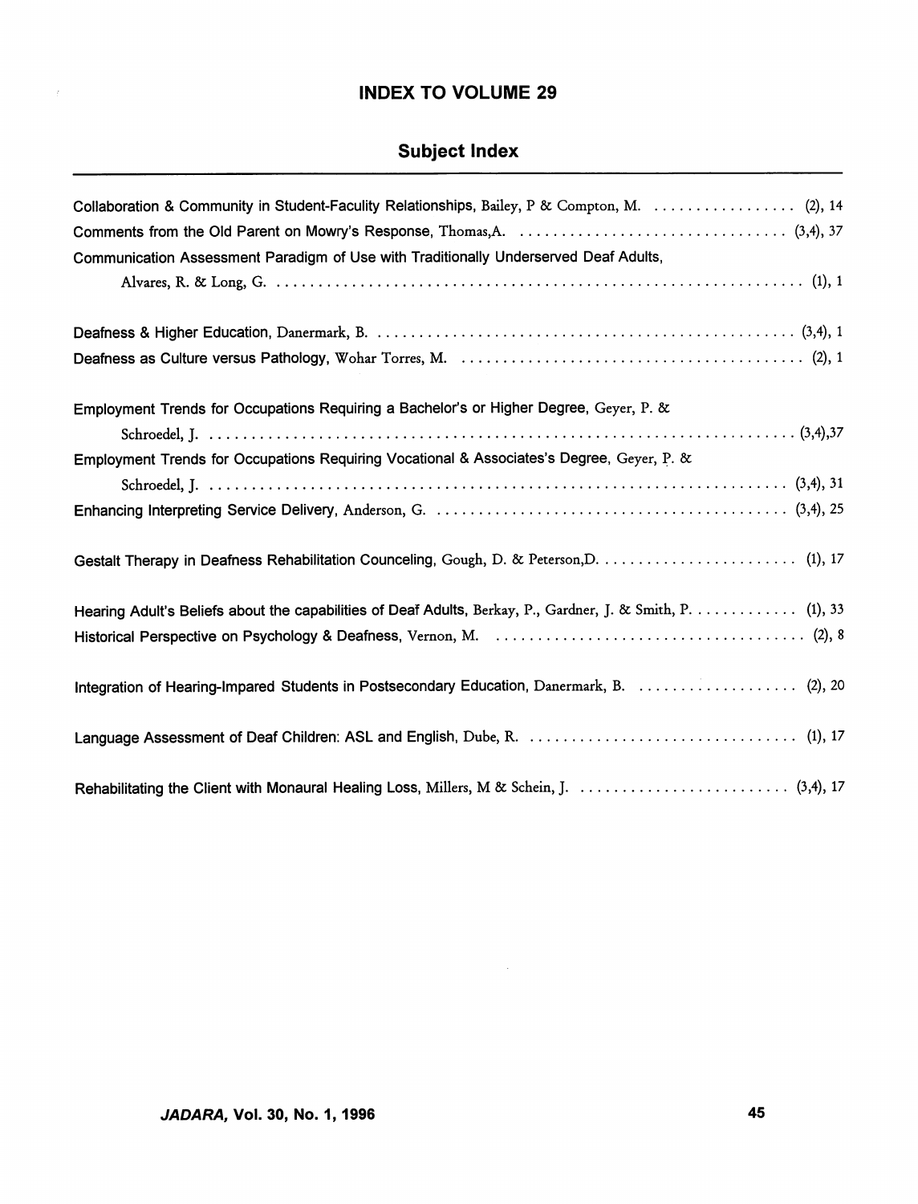# INDEX TO VOLUME 29

## Subject Index

Collaboration & Community in Student-Faculty Relationships, Bailey, P & Compton, M. .................. (2), 14

Comments from the Old Parent on Mowry's Response, Thomas,A. ................................ (3,4), 37

Communication Assessment Paradigm of Use with Traditionally Underserved Deaf Adults, Alvares, R. & Long, G. ................................................................ (1), 1

Deafness & Higher Education, Danermark, B. .................................................. (3,4), 1

Deafness as Culture versus Pathology, Wohar Torres, M. .......................................... (2), 1

Employment Trends for Occupations Requiring a Bachelor's or Higher Degree, Geyer, P. & Schroedel, J. ...................................................................... (3,4),37

Employment Trends for Occupations Requiring Vocational & Associates's Degree, Geyer, P. & Schroedel, J. ...................................................................... (3,4), 31

Enhancing Interpreting Service Delivery, Anderson, G. .......................................... (3,4), 25

Gestalt Therapy in Deafness Rehabilitation Counceling, Gough, D. & Peterson,D. ........................ (1), 17

Hearing Adult's Beliefs about the capabilities of Deaf Adults, Berkay, P., Gardner, J. & Smith, P. ............ (1), 33

Historical Perspective on Psychology & Deafness, Vernon, M. ..................................... (2), 8

Integration of Hearing-Impared Students in Postsecondary Education, Danermark, B. ................... (2), 20

Language Assessment of Deaf Children: ASL and English, Dube, R. ................................ (1), 17

Rehabilitating the Client with Monaural Healing Loss, Millers, M & Schein, J. ......................... (3,4), 17